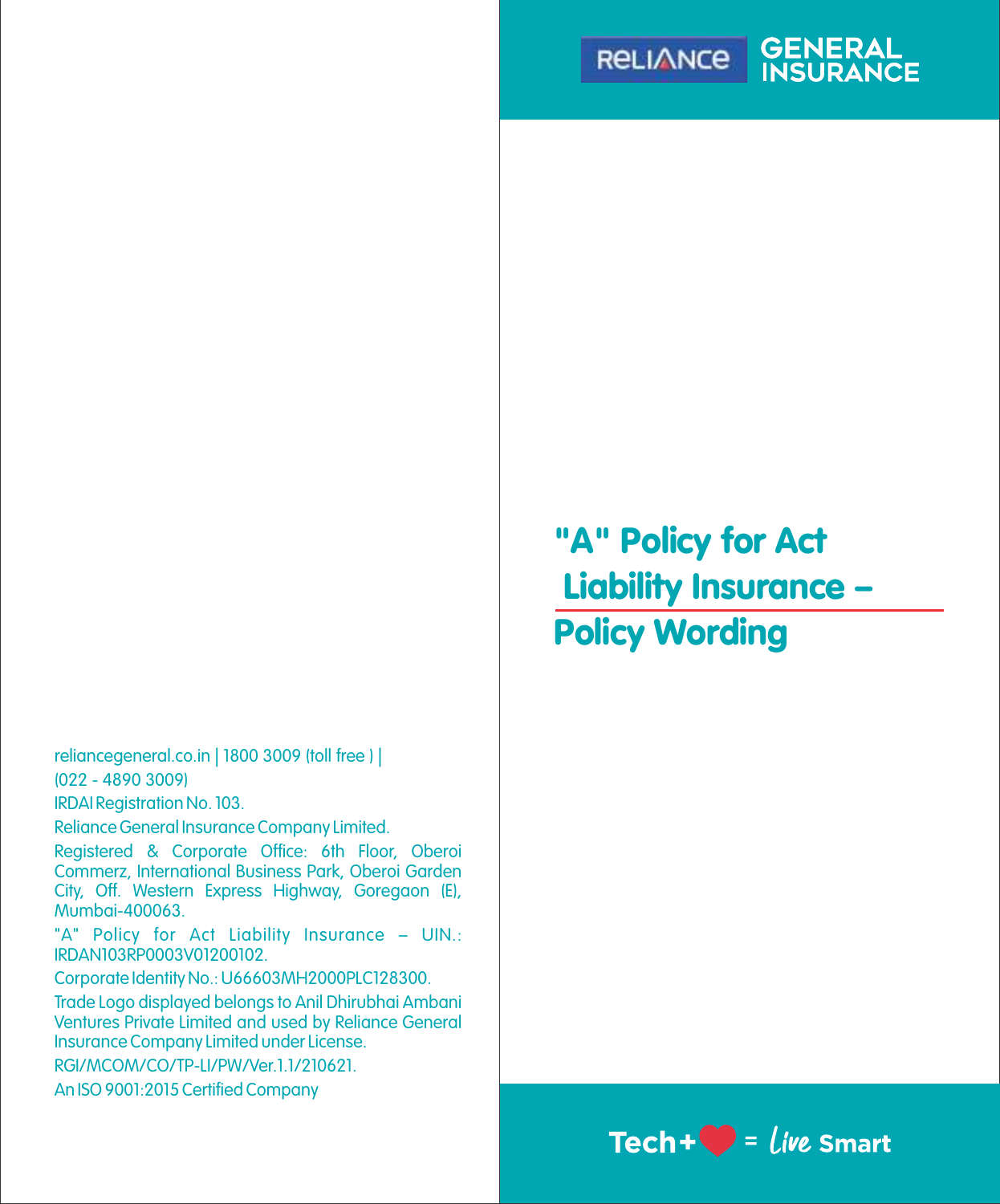RELIANCE GENERAL INSURANCE

# "A" Policy for Act Liability Insurance – Policy Wording

reliancegeneral.co.in | 1800 3009 (toll free ) | (022 - 4890 3009)

IRDAI Registration No. 103.

Reliance General Insurance Company Limited.

Registered & Corporate Office: 6th Floor, Oberoi Commerz, International Business Park, Oberoi Garden City, Off. Western Express Highway, Goregaon (E), Mumbai-400063.

"A" Policy for Act Liability Insurance – UIN.: IRDAN103RP0003V01200102.

Corporate Identity No.: U66603MH2000PLC128300.

Trade Logo displayed belongs to Anil Dhirubhai Ambani Ventures Private Limited and used by Reliance General Insurance Company Limited under License.

RGI/MCOM/CO/TP-LI/PW/Ver.1.1/210621.

An ISO 9001:2015 Certified Company

Tech+❤ = Live Smart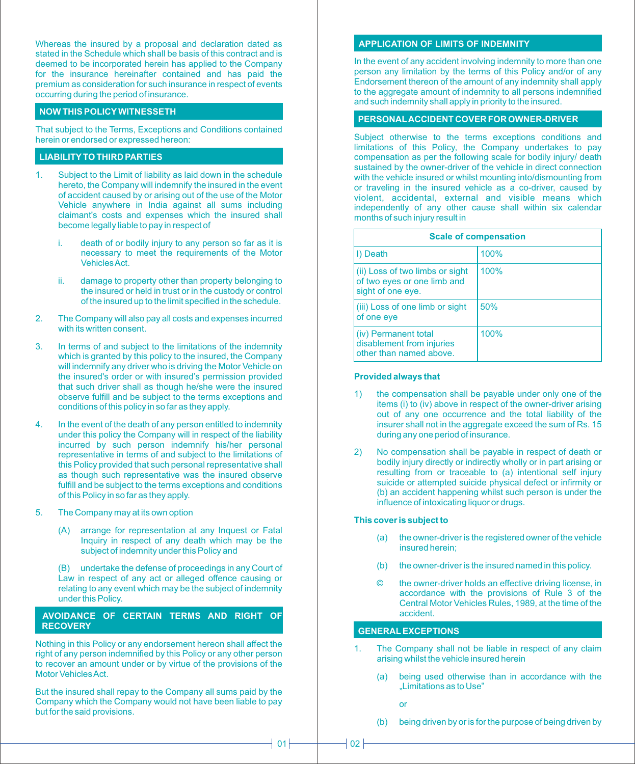Whereas the insured by a proposal and declaration dated as stated in the Schedule which shall be basis of this contract and is deemed to be incorporated herein has applied to the Company for the insurance hereinafter contained and has paid the premium as consideration for such insurance in respect of events occurring during the period of insurance.

## NOW THIS POLICY WITNESSETH

That subject to the Terms, Exceptions and Conditions contained herein or endorsed or expressed hereon:

## LIABILITY TO THIRD PARTIES

1. Subject to the Limit of liability as laid down in the schedule hereto, the Company will indemnify the insured in the event of accident caused by or arising out of the use of the Motor Vehicle anywhere in India against all sums including claimant's costs and expenses which the insured shall become legally liable to pay in respect of

   i. death of or bodily injury to any person so far as it is necessary to meet the requirements of the Motor Vehicles Act.

   ii. damage to property other than property belonging to the insured or held in trust or in the custody or control of the insured up to the limit specified in the schedule.

2. The Company will also pay all costs and expenses incurred with its written consent.

3. In terms of and subject to the limitations of the indemnity which is granted by this policy to the insured, the Company will indemnify any driver who is driving the Motor Vehicle on the insured's order or with insured's permission provided that such driver shall as though he/she were the insured observe fulfill and be subject to the terms exceptions and conditions of this policy in so far as they apply.

4. In the event of the death of any person entitled to indemnity under this policy the Company will in respect of the liability incurred by such person indemnify his/her personal representative in terms of and subject to the limitations of this Policy provided that such personal representative shall as though such representative was the insured observe fulfill and be subject to the terms exceptions and conditions of this Policy in so far as they apply.

5. The Company may at its own option

   (A) arrange for representation at any Inquest or Fatal Inquiry in respect of any death which may be the subject of indemnity under this Policy and

   (B) undertake the defense of proceedings in any Court of Law in respect of any act or alleged offence causing or relating to any event which may be the subject of indemnity under this Policy.

## AVOIDANCE OF CERTAIN TERMS AND RIGHT OF RECOVERY

Nothing in this Policy or any endorsement hereon shall affect the right of any person indemnified by this Policy or any other person to recover an amount under or by virtue of the provisions of the Motor Vehicles Act.

But the insured shall repay to the Company all sums paid by the Company which the Company would not have been liable to pay but for the said provisions.

## APPLICATION OF LIMITS OF INDEMNITY

In the event of any accident involving indemnity to more than one person any limitation by the terms of this Policy and/or of any Endorsement thereon of the amount of any indemnity shall apply to the aggregate amount of indemnity to all persons indemnified and such indemnity shall apply in priority to the insured.

## PERSONAL ACCIDENT COVER FOR OWNER-DRIVER

Subject otherwise to the terms exceptions conditions and limitations of this Policy, the Company undertakes to pay compensation as per the following scale for bodily injury/ death sustained by the owner-driver of the vehicle in direct connection with the vehicle insured or whilst mounting into/dismounting from or traveling in the insured vehicle as a co-driver, caused by violent, accidental, external and visible means which independently of any other cause shall within six calendar months of such injury result in

| Scale of compensation | |
|---|---|
| I) Death | 100% |
| (ii) Loss of two limbs or sight of two eyes or one limb and sight of one eye. | 100% |
| (iii) Loss of one limb or sight of one eye | 50% |
| (iv) Permanent total disablement from injuries other than named above. | 100% |

**Provided always that**

1) the compensation shall be payable under only one of the items (i) to (iv) above in respect of the owner-driver arising out of any one occurrence and the total liability of the insurer shall not in the aggregate exceed the sum of Rs. 15 during any one period of insurance.

2) No compensation shall be payable in respect of death or bodily injury directly or indirectly wholly or in part arising or resulting from or traceable to (a) intentional self injury suicide or attempted suicide physical defect or infirmity or (b) an accident happening whilst such person is under the influence of intoxicating liquor or drugs.

**This cover is subject to**

(a) the owner-driver is the registered owner of the vehicle insured herein;

(b) the owner-driver is the insured named in this policy.

© the owner-driver holds an effective driving license, in accordance with the provisions of Rule 3 of the Central Motor Vehicles Rules, 1989, at the time of the accident.

## GENERAL EXCEPTIONS

1. The Company shall not be liable in respect of any claim arising whilst the vehicle insured herein

   (a) being used otherwise than in accordance with the „Limitations as to Use"

   or

   (b) being driven by or is for the purpose of being driven by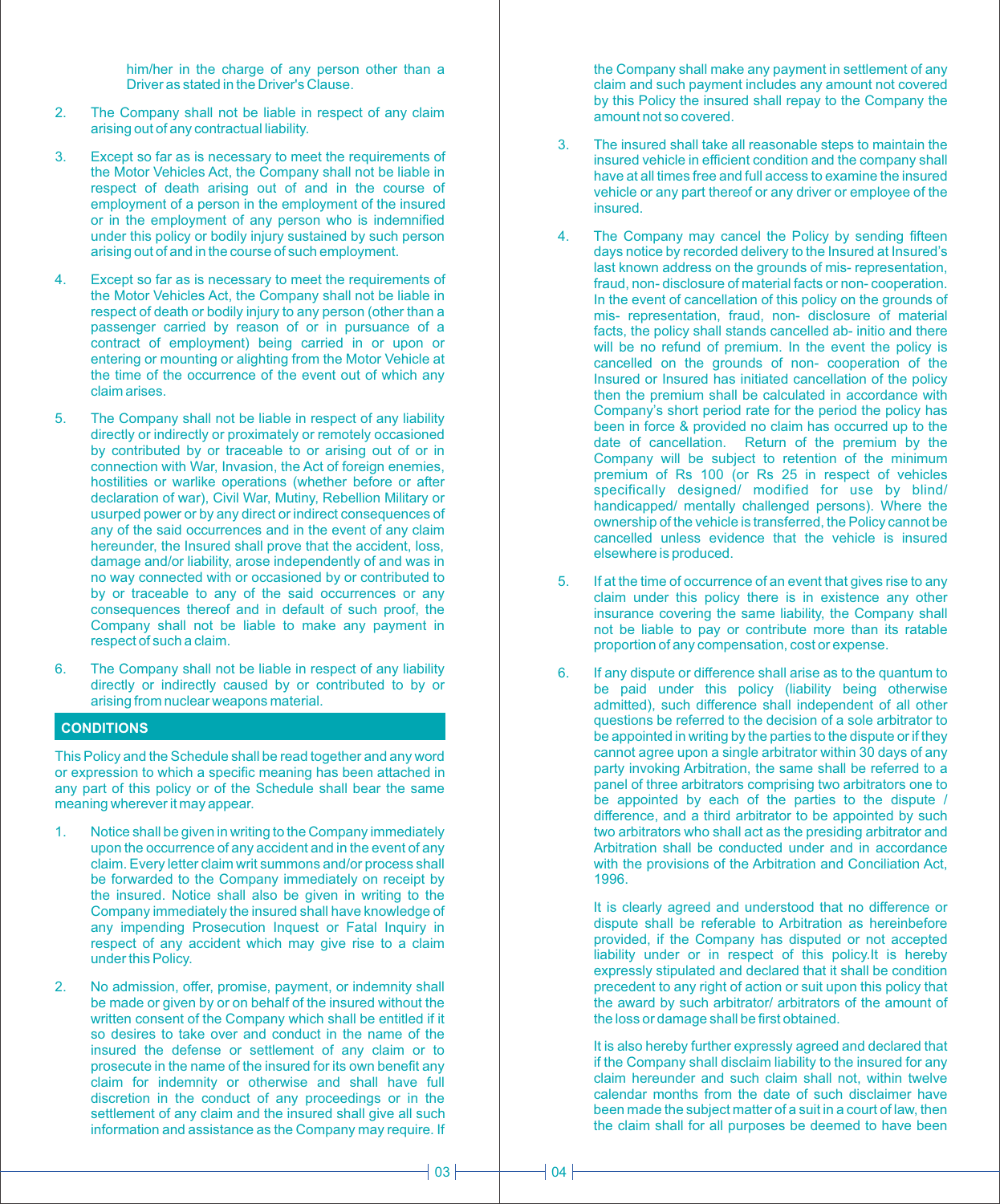him/her in the charge of any person other than a Driver as stated in the Driver's Clause.

2. The Company shall not be liable in respect of any claim arising out of any contractual liability.

3. Except so far as is necessary to meet the requirements of the Motor Vehicles Act, the Company shall not be liable in respect of death arising out of and in the course of employment of a person in the employment of the insured or in the employment of any person who is indemnified under this policy or bodily injury sustained by such person arising out of and in the course of such employment.

4. Except so far as is necessary to meet the requirements of the Motor Vehicles Act, the Company shall not be liable in respect of death or bodily injury to any person (other than a passenger carried by reason of or in pursuance of a contract of employment) being carried in or upon or entering or mounting or alighting from the Motor Vehicle at the time of the occurrence of the event out of which any claim arises.

5. The Company shall not be liable in respect of any liability directly or indirectly or proximately or remotely occasioned by contributed by or traceable to or arising out of or in connection with War, Invasion, the Act of foreign enemies, hostilities or warlike operations (whether before or after declaration of war), Civil War, Mutiny, Rebellion Military or usurped power or by any direct or indirect consequences of any of the said occurrences and in the event of any claim hereunder, the Insured shall prove that the accident, loss, damage and/or liability, arose independently of and was in no way connected with or occasioned by or contributed to by or traceable to any of the said occurrences or any consequences thereof and in default of such proof, the Company shall not be liable to make any payment in respect of such a claim.

6. The Company shall not be liable in respect of any liability directly or indirectly caused by or contributed to by or arising from nuclear weapons material.

## CONDITIONS

This Policy and the Schedule shall be read together and any word or expression to which a specific meaning has been attached in any part of this policy or of the Schedule shall bear the same meaning wherever it may appear.

1. Notice shall be given in writing to the Company immediately upon the occurrence of any accident and in the event of any claim. Every letter claim writ summons and/or process shall be forwarded to the Company immediately on receipt by the insured. Notice shall also be given in writing to the Company immediately the insured shall have knowledge of any impending Prosecution Inquest or Fatal Inquiry in respect of any accident which may give rise to a claim under this Policy.

2. No admission, offer, promise, payment, or indemnity shall be made or given by or on behalf of the insured without the written consent of the Company which shall be entitled if it so desires to take over and conduct in the name of the insured the defense or settlement of any claim or to prosecute in the name of the insured for its own benefit any claim for indemnity or otherwise and shall have full discretion in the conduct of any proceedings or in the settlement of any claim and the insured shall give all such information and assistance as the Company may require. If the Company shall make any payment in settlement of any claim and such payment includes any amount not covered by this Policy the insured shall repay to the Company the amount not so covered.

3. The insured shall take all reasonable steps to maintain the insured vehicle in efficient condition and the company shall have at all times free and full access to examine the insured vehicle or any part thereof or any driver or employee of the insured.

4. The Company may cancel the Policy by sending fifteen days notice by recorded delivery to the Insured at Insured's last known address on the grounds of mis- representation, fraud, non- disclosure of material facts or non- cooperation. In the event of cancellation of this policy on the grounds of mis- representation, fraud, non- disclosure of material facts, the policy shall stands cancelled ab- initio and there will be no refund of premium. In the event the policy is cancelled on the grounds of non- cooperation of the Insured or Insured has initiated cancellation of the policy then the premium shall be calculated in accordance with Company's short period rate for the period the policy has been in force & provided no claim has occurred up to the date of cancellation. Return of the premium by the Company will be subject to retention of the minimum premium of Rs 100 (or Rs 25 in respect of vehicles specifically designed/ modified for use by blind/ handicapped/ mentally challenged persons). Where the ownership of the vehicle is transferred, the Policy cannot be cancelled unless evidence that the vehicle is insured elsewhere is produced.

5. If at the time of occurrence of an event that gives rise to any claim under this policy there is in existence any other insurance covering the same liability, the Company shall not be liable to pay or contribute more than its ratable proportion of any compensation, cost or expense.

6. If any dispute or difference shall arise as to the quantum to be paid under this policy (liability being otherwise admitted), such difference shall independent of all other questions be referred to the decision of a sole arbitrator to be appointed in writing by the parties to the dispute or if they cannot agree upon a single arbitrator within 30 days of any party invoking Arbitration, the same shall be referred to a panel of three arbitrators comprising two arbitrators one to be appointed by each of the parties to the dispute / difference, and a third arbitrator to be appointed by such two arbitrators who shall act as the presiding arbitrator and Arbitration shall be conducted under and in accordance with the provisions of the Arbitration and Conciliation Act, 1996.

   It is clearly agreed and understood that no difference or dispute shall be referable to Arbitration as hereinbefore provided, if the Company has disputed or not accepted liability under or in respect of this policy.It is hereby expressly stipulated and declared that it shall be condition precedent to any right of action or suit upon this policy that the award by such arbitrator/ arbitrators of the amount of the loss or damage shall be first obtained.

   It is also hereby further expressly agreed and declared that if the Company shall disclaim liability to the insured for any claim hereunder and such claim shall not, within twelve calendar months from the date of such disclaimer have been made the subject matter of a suit in a court of law, then the claim shall for all purposes be deemed to have been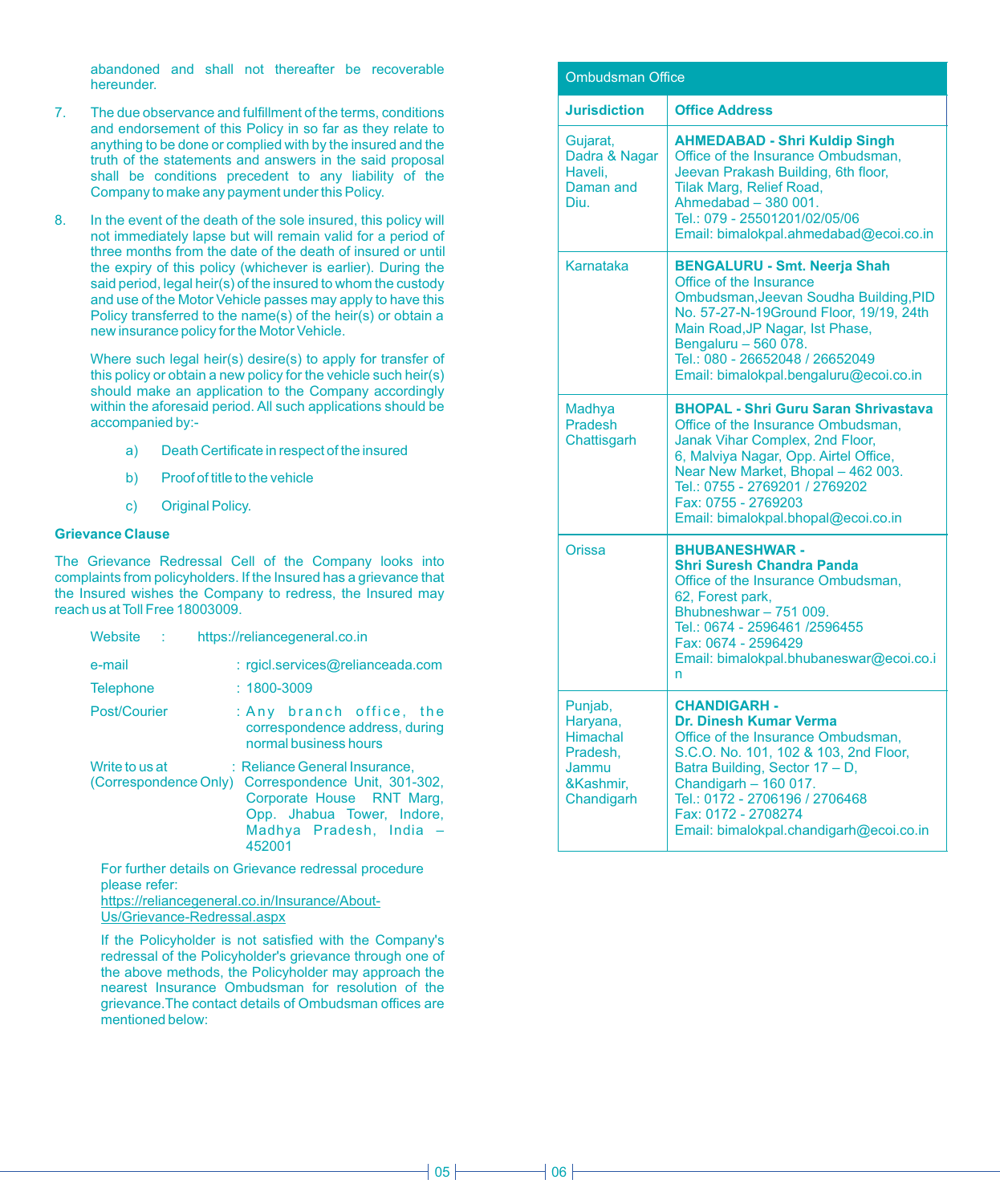abandoned and shall not thereafter be recoverable hereunder.

7. The due observance and fulfillment of the terms, conditions and endorsement of this Policy in so far as they relate to anything to be done or complied with by the insured and the truth of the statements and answers in the said proposal shall be conditions precedent to any liability of the Company to make any payment under this Policy.

8. In the event of the death of the sole insured, this policy will not immediately lapse but will remain valid for a period of three months from the date of the death of insured or until the expiry of this policy (whichever is earlier). During the said period, legal heir(s) of the insured to whom the custody and use of the Motor Vehicle passes may apply to have this Policy transferred to the name(s) of the heir(s) or obtain a new insurance policy for the Motor Vehicle.

   Where such legal heir(s) desire(s) to apply for transfer of this policy or obtain a new policy for the vehicle such heir(s) should make an application to the Company accordingly within the aforesaid period. All such applications should be accompanied by:-

   a) Death Certificate in respect of the insured

   b) Proof of title to the vehicle

   c) Original Policy.

**Grievance Clause**

The Grievance Redressal Cell of the Company looks into complaints from policyholders. If the Insured has a grievance that the Insured wishes the Company to redress, the Insured may reach us at Toll Free 18003009.

Website : https://reliancegeneral.co.in

e-mail : rgicl.services@relianceada.com

Telephone : 1800-3009

Post/Courier : Any branch office, the correspondence address, during normal business hours

Write to us at (Correspondence Only) : Reliance General Insurance, Correspondence Unit, 301-302, Corporate House RNT Marg, Opp. Jhabua Tower, Indore, Madhya Pradesh, India – 452001

For further details on Grievance redressal procedure please refer: https://reliancegeneral.co.in/Insurance/About-Us/Grievance-Redressal.aspx

If the Policyholder is not satisfied with the Company's redressal of the Policyholder's grievance through one of the above methods, the Policyholder may approach the nearest Insurance Ombudsman for resolution of the grievance.The contact details of Ombudsman offices are mentioned below:

| Ombudsman Office | |
|---|---|
| **Jurisdiction** | **Office Address** |
| Gujarat, Dadra & Nagar Haveli, Daman and Diu. | **AHMEDABAD - Shri Kuldip Singh**<br>Office of the Insurance Ombudsman,<br>Jeevan Prakash Building, 6th floor,<br>Tilak Marg, Relief Road,<br>Ahmedabad – 380 001.<br>Tel.: 079 - 25501201/02/05/06<br>Email: bimalokpal.ahmedabad@ecoi.co.in |
| Karnataka | **BENGALURU - Smt. Neerja Shah**<br>Office of the Insurance Ombudsman,Jeevan Soudha Building,PID No. 57-27-N-19Ground Floor, 19/19, 24th Main Road,JP Nagar, Ist Phase,<br>Bengaluru – 560 078.<br>Tel.: 080 - 26652048 / 26652049<br>Email: bimalokpal.bengaluru@ecoi.co.in |
| Madhya Pradesh Chattisgarh | **BHOPAL - Shri Guru Saran Shrivastava**<br>Office of the Insurance Ombudsman,<br>Janak Vihar Complex, 2nd Floor,<br>6, Malviya Nagar, Opp. Airtel Office,<br>Near New Market, Bhopal – 462 003.<br>Tel.: 0755 - 2769201 / 2769202<br>Fax: 0755 - 2769203<br>Email: bimalokpal.bhopal@ecoi.co.in |
| Orissa | **BHUBANESHWAR - Shri Suresh Chandra Panda**<br>Office of the Insurance Ombudsman,<br>62, Forest park,<br>Bhubneshwar – 751 009.<br>Tel.: 0674 - 2596461 /2596455<br>Fax: 0674 - 2596429<br>Email: bimalokpal.bhubaneswar@ecoi.co.in |
| Punjab, Haryana, Himachal Pradesh, Jammu &Kashmir, Chandigarh | **CHANDIGARH - Dr. Dinesh Kumar Verma**<br>Office of the Insurance Ombudsman,<br>S.C.O. No. 101, 102 & 103, 2nd Floor,<br>Batra Building, Sector 17 – D,<br>Chandigarh – 160 017.<br>Tel.: 0172 - 2706196 / 2706468<br>Fax: 0172 - 2708274<br>Email: bimalokpal.chandigarh@ecoi.co.in |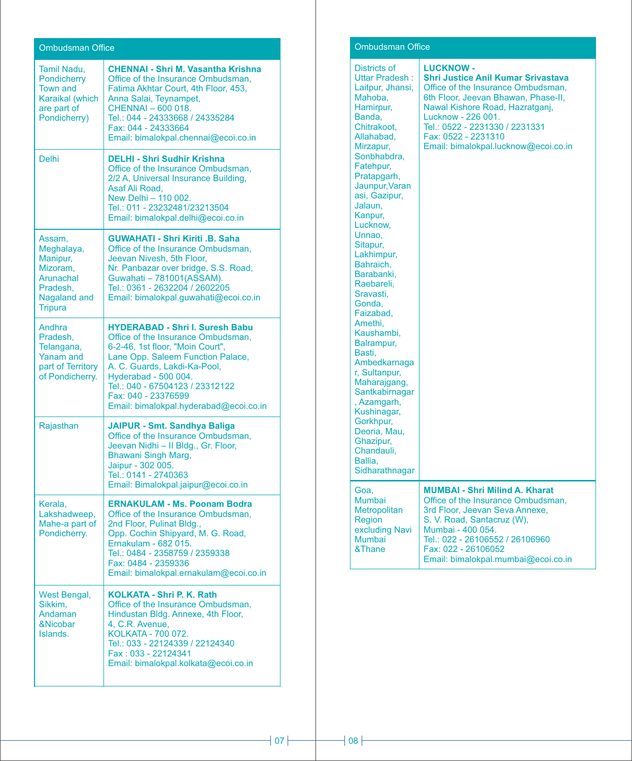| Ombudsman Office | |
|---|---|
| Tamil Nadu, Pondicherry Town and Karaikal (which are part of Pondicherry) | **CHENNAI - Shri M. Vasantha Krishna**<br>Office of the Insurance Ombudsman,<br>Fatima Akhtar Court, 4th Floor, 453,<br>Anna Salai, Teynampet,<br>CHENNAI – 600 018.<br>Tel.: 044 - 24333668 / 24335284<br>Fax: 044 - 24333664<br>Email: bimalokpal.chennai@ecoi.co.in |
| Delhi | **DELHI - Shri Sudhir Krishna**<br>Office of the Insurance Ombudsman,<br>2/2 A, Universal Insurance Building,<br>Asaf Ali Road,<br>New Delhi – 110 002.<br>Tel.: 011 - 23232481/23213504<br>Email: bimalokpal.delhi@ecoi.co.in |
| Assam, Meghalaya, Manipur, Mizoram, Arunachal Pradesh, Nagaland and Tripura | **GUWAHATI - Shri Kiriti .B. Saha**<br>Office of the Insurance Ombudsman,<br>Jeevan Nivesh, 5th Floor,<br>Nr. Panbazar over bridge, S.S. Road,<br>Guwahati – 781001(ASSAM).<br>Tel.: 0361 - 2632204 / 2602205<br>Email: bimalokpal.guwahati@ecoi.co.in |
| Andhra Pradesh, Telangana, Yanam and part of Territory of Pondicherry. | **HYDERABAD - Shri I. Suresh Babu**<br>Office of the Insurance Ombudsman,<br>6-2-46, 1st floor, "Moin Court",<br>Lane Opp. Saleem Function Palace,<br>A. C. Guards, Lakdi-Ka-Pool,<br>Hyderabad - 500 004.<br>Tel.: 040 - 67504123 / 23312122<br>Fax: 040 - 23376599<br>Email: bimalokpal.hyderabad@ecoi.co.in |
| Rajasthan | **JAIPUR - Smt. Sandhya Baliga**<br>Office of the Insurance Ombudsman,<br>Jeevan Nidhi – II Bldg., Gr. Floor,<br>Bhawani Singh Marg,<br>Jaipur - 302 005.<br>Tel.: 0141 - 2740363<br>Email: Bimalokpal.jaipur@ecoi.co.in |
| Kerala, Lakshadweep, Mahe-a part of Pondicherry. | **ERNAKULAM - Ms. Poonam Bodra**<br>Office of the Insurance Ombudsman,<br>2nd Floor, Pulinat Bldg.,<br>Opp. Cochin Shipyard, M. G. Road,<br>Ernakulam - 682 015.<br>Tel.: 0484 - 2358759 / 2359338<br>Fax: 0484 - 2359336<br>Email: bimalokpal.ernakulam@ecoi.co.in |
| West Bengal, Sikkim, Andaman &Nicobar Islands. | **KOLKATA - Shri P. K. Rath**<br>Office of the Insurance Ombudsman,<br>Hindustan Bldg. Annexe, 4th Floor,<br>4, C.R. Avenue,<br>KOLKATA - 700 072.<br>Tel.: 033 - 22124339 / 22124340<br>Fax : 033 - 22124341<br>Email: bimalokpal.kolkata@ecoi.co.in |

| Ombudsman Office | |
|---|---|
| Districts of Uttar Pradesh : Laitpur, Jhansi, Mahoba, Hamirpur, Banda, Chitrakoot, Allahabad, Mirzapur, Sonbhabdra, Fatehpur, Pratapgarh, Jaunpur,Varanasi, Gazipur, Jalaun, Kanpur, Lucknow, Unnao, Sitapur, Lakhimpur, Bahraich, Barabanki, Raebareli, Sravasti, Gonda, Faizabad, Amethi, Kaushambi, Balrampur, Basti, Ambedkarnagar, Sultanpur, Maharajgang, Santkabirnagar, Azamgarh, Kushinagar, Gorkhpur, Deoria, Mau, Ghazipur, Chandauli, Ballia, Sidharathnagar | **LUCKNOW - Shri Justice Anil Kumar Srivastava**<br>Office of the Insurance Ombudsman,<br>6th Floor, Jeevan Bhawan, Phase-II,<br>Nawal Kishore Road, Hazratganj,<br>Lucknow - 226 001.<br>Tel.: 0522 - 2231330 / 2231331<br>Fax: 0522 - 2231310<br>Email: bimalokpal.lucknow@ecoi.co.in |
| Goa, Mumbai Metropolitan Region excluding Navi Mumbai &Thane | **MUMBAI - Shri Milind A. Kharat**<br>Office of the Insurance Ombudsman,<br>3rd Floor, Jeevan Seva Annexe,<br>S. V. Road, Santacruz (W),<br>Mumbai - 400 054.<br>Tel.: 022 - 26106552 / 26106960<br>Fax: 022 - 26106052<br>Email: bimalokpal.mumbai@ecoi.co.in |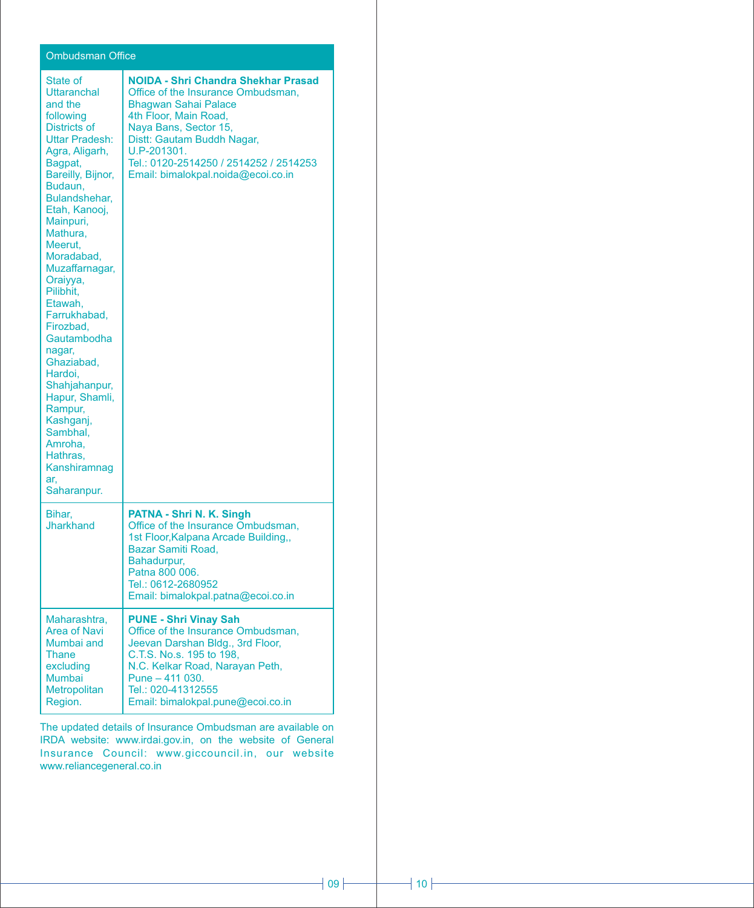| Ombudsman Office | |
|---|---|
| State of Uttaranchal and the following Districts of Uttar Pradesh: Agra, Aligarh, Bagpat, Bareilly, Bijnor, Budaun, Bulandshehar, Etah, Kanooj, Mainpuri, Mathura, Meerut, Moradabad, Muzaffarnagar, Oraiyya, Pilibhit, Etawah, Farrukhabad, Firozbad, Gautambodha nagar, Ghaziabad, Hardoi, Shahjahanpur, Hapur, Shamli, Rampur, Kashganj, Sambhal, Amroha, Hathras, Kanshiramnagar, Saharanpur. | **NOIDA - Shri Chandra Shekhar Prasad**<br>Office of the Insurance Ombudsman,<br>Bhagwan Sahai Palace<br>4th Floor, Main Road,<br>Naya Bans, Sector 15,<br>Distt: Gautam Buddh Nagar,<br>U.P-201301.<br>Tel.: 0120-2514250 / 2514252 / 2514253<br>Email: bimalokpal.noida@ecoi.co.in |
| Bihar, Jharkhand | **PATNA - Shri N. K. Singh**<br>Office of the Insurance Ombudsman,<br>1st Floor,Kalpana Arcade Building,,<br>Bazar Samiti Road,<br>Bahadurpur,<br>Patna 800 006.<br>Tel.: 0612-2680952<br>Email: bimalokpal.patna@ecoi.co.in |
| Maharashtra, Area of Navi Mumbai and Thane excluding Mumbai Metropolitan Region. | **PUNE - Shri Vinay Sah**<br>Office of the Insurance Ombudsman,<br>Jeevan Darshan Bldg., 3rd Floor,<br>C.T.S. No.s. 195 to 198,<br>N.C. Kelkar Road, Narayan Peth,<br>Pune – 411 030.<br>Tel.: 020-41312555<br>Email: bimalokpal.pune@ecoi.co.in |

The updated details of Insurance Ombudsman are available on IRDA website: www.irdai.gov.in, on the website of General Insurance Council: www.giccouncil.in, our website www.reliancegeneral.co.in